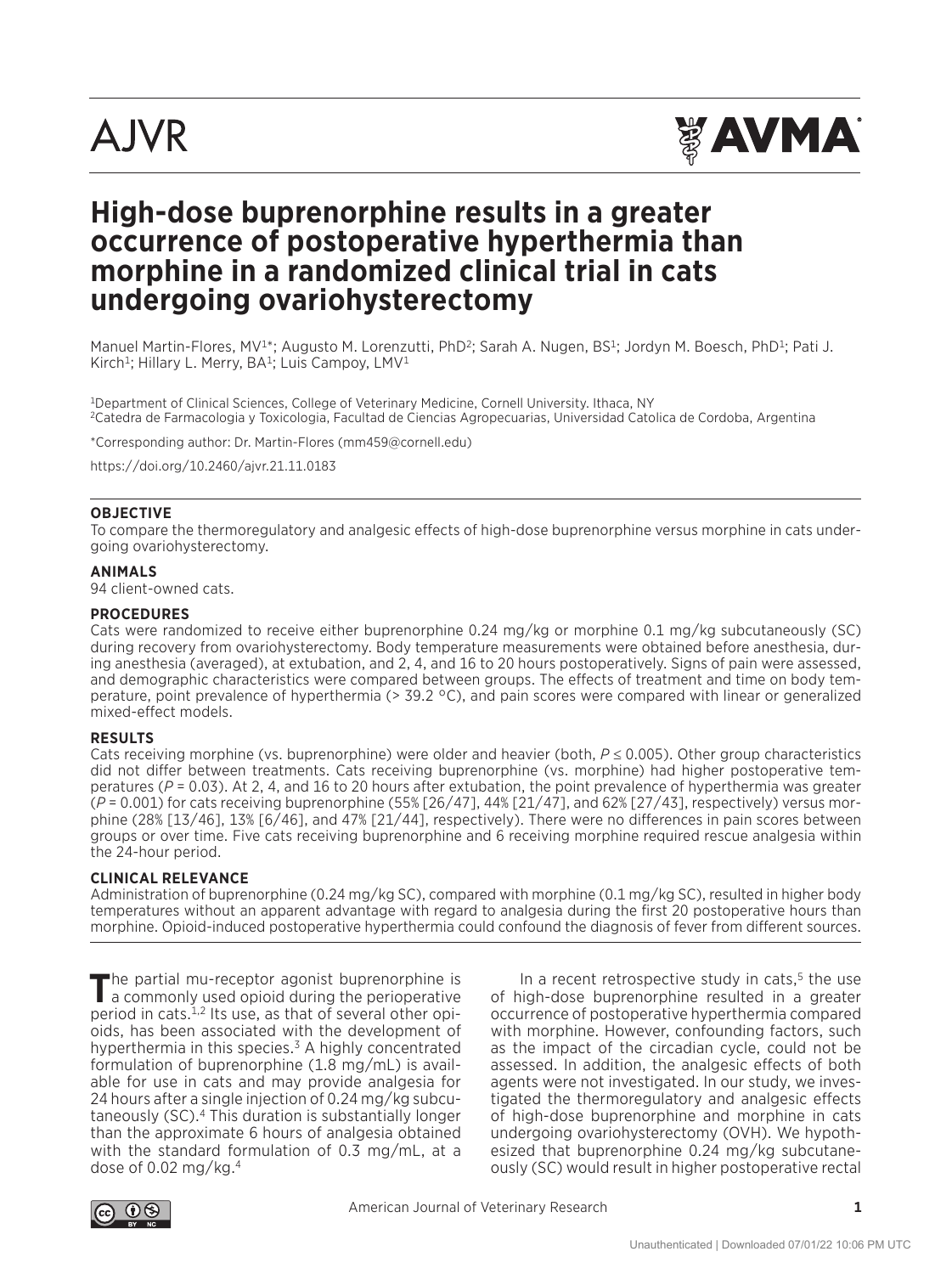# High-dose buprenorphine results in a greater occurrence of postoperative hyperthermia than morphine in a randomized clinical trial in cats undergoing ovariohysterectomy

Manuel Martin-Flores, MV[1*]; Augusto M. Lorenzutti, PhD[2]; Sarah A. Nugen, BS[1]; Jordyn M. Boesch, PhD[1]; Pati J. Kirch[1]; Hillary L. Merry, BA[1]; Luis Campoy, LMV[1]

[1]Department of Clinical Sciences, College of Veterinary Medicine, Cornell University. Ithaca, NY
[2]Catedra de Farmacologia y Toxicologia, Facultad de Ciencias Agropecuarias, Universidad Catolica de Cordoba, Argentina

*Corresponding author: Dr. Martin-Flores (mm459@cornell.edu)

https://doi.org/10.2460/ajvr.21.11.0183

**OBJECTIVE**
To compare the thermoregulatory and analgesic effects of high-dose buprenorphine versus morphine in cats undergoing ovariohysterectomy.

**ANIMALS**
94 client-owned cats.

**PROCEDURES**
Cats were randomized to receive either buprenorphine 0.24 mg/kg or morphine 0.1 mg/kg subcutaneously (SC) during recovery from ovariohysterectomy. Body temperature measurements were obtained before anesthesia, during anesthesia (averaged), at extubation, and 2, 4, and 16 to 20 hours postoperatively. Signs of pain were assessed, and demographic characteristics were compared between groups. The effects of treatment and time on body temperature, point prevalence of hyperthermia (> 39.2 °C), and pain scores were compared with linear or generalized mixed-effect models.

**RESULTS**
Cats receiving morphine (vs. buprenorphine) were older and heavier (both, $P \leq 0.005$). Other group characteristics did not differ between treatments. Cats receiving buprenorphine (vs. morphine) had higher postoperative temperatures ($P = 0.03$). At 2, 4, and 16 to 20 hours after extubation, the point prevalence of hyperthermia was greater ($P = 0.001$) for cats receiving buprenorphine (55% [26/47], 44% [21/47], and 62% [27/43], respectively) versus morphine (28% [13/46], 13% [6/46], and 47% [21/44], respectively). There were no differences in pain scores between groups or over time. Five cats receiving buprenorphine and 6 receiving morphine required rescue analgesia within the 24-hour period.

**CLINICAL RELEVANCE**
Administration of buprenorphine (0.24 mg/kg SC), compared with morphine (0.1 mg/kg SC), resulted in higher body temperatures without an apparent advantage with regard to analgesia during the first 20 postoperative hours than morphine. Opioid-induced postoperative hyperthermia could confound the diagnosis of fever from different sources.

The partial mu-receptor agonist buprenorphine is a commonly used opioid during the perioperative period in cats.[1,2] Its use, as that of several other opioids, has been associated with the development of hyperthermia in this species.[3] A highly concentrated formulation of buprenorphine (1.8 mg/mL) is available for use in cats and may provide analgesia for 24 hours after a single injection of 0.24 mg/kg subcutaneously (SC).[4] This duration is substantially longer than the approximate 6 hours of analgesia obtained with the standard formulation of 0.3 mg/mL, at a dose of 0.02 mg/kg.[4]

In a recent retrospective study in cats,[5] the use of high-dose buprenorphine resulted in a greater occurrence of postoperative hyperthermia compared with morphine. However, confounding factors, such as the impact of the circadian cycle, could not be assessed. In addition, the analgesic effects of both agents were not investigated. In our study, we investigated the thermoregulatory and analgesic effects of high-dose buprenorphine and morphine in cats undergoing ovariohysterectomy (OVH). We hypothesized that buprenorphine 0.24 mg/kg subcutaneously (SC) would result in higher postoperative rectal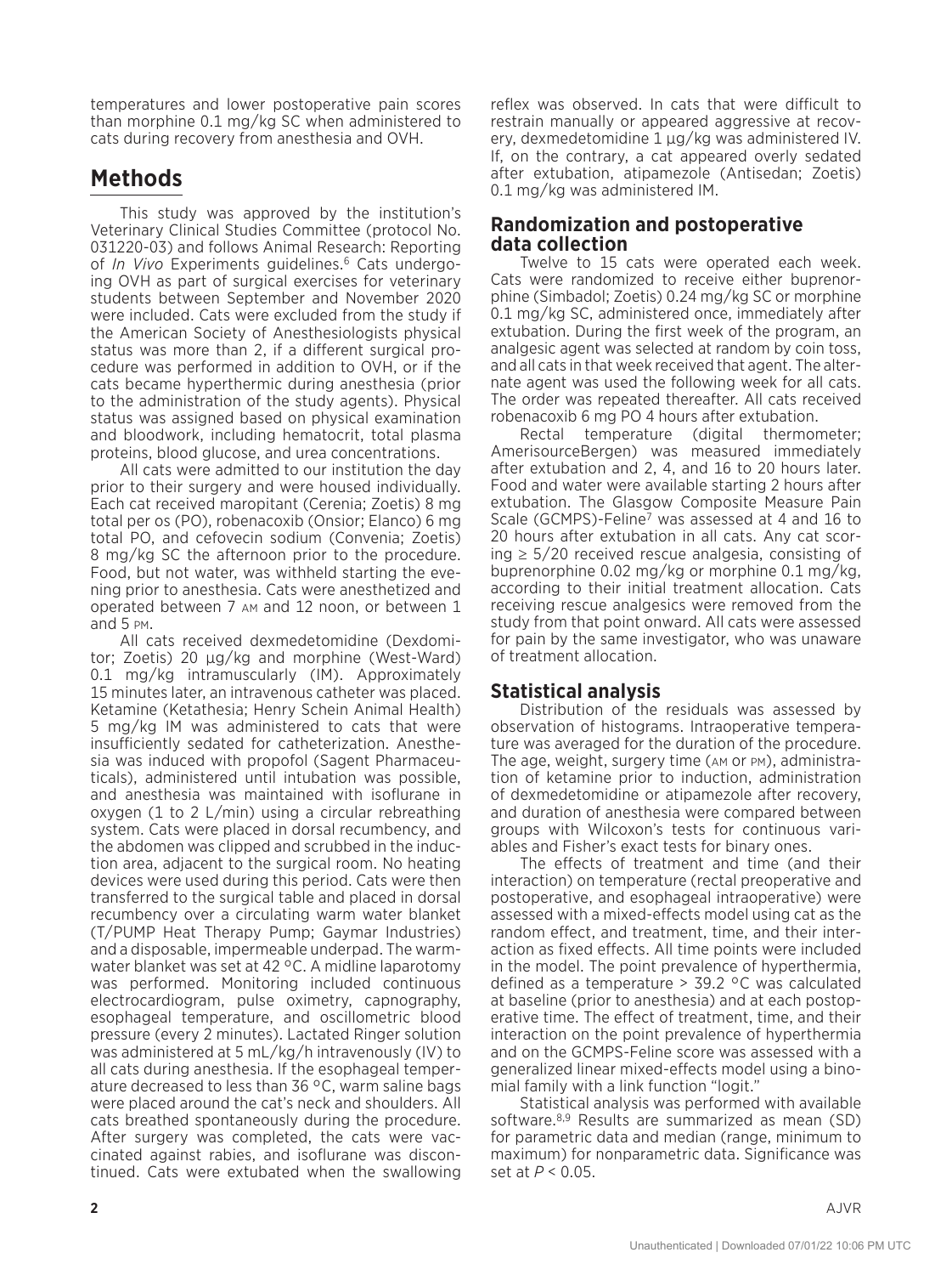temperatures and lower postoperative pain scores than morphine 0.1 mg/kg SC when administered to cats during recovery from anesthesia and OVH.

# Methods

This study was approved by the institution's Veterinary Clinical Studies Committee (protocol No. 031220-03) and follows Animal Research: Reporting of *In Vivo* Experiments guidelines.[6] Cats undergoing OVH as part of surgical exercises for veterinary students between September and November 2020 were included. Cats were excluded from the study if the American Society of Anesthesiologists physical status was more than 2, if a different surgical procedure was performed in addition to OVH, or if the cats became hyperthermic during anesthesia (prior to the administration of the study agents). Physical status was assigned based on physical examination and bloodwork, including hematocrit, total plasma proteins, blood glucose, and urea concentrations.

All cats were admitted to our institution the day prior to their surgery and were housed individually. Each cat received maropitant (Cerenia; Zoetis) 8 mg total per os (PO), robenacoxib (Onsior; Elanco) 6 mg total PO, and cefovecin sodium (Convenia; Zoetis) 8 mg/kg SC the afternoon prior to the procedure. Food, but not water, was withheld starting the evening prior to anesthesia. Cats were anesthetized and operated between 7 AM and 12 noon, or between 1 and 5 PM.

All cats received dexmedetomidine (Dexdomitor; Zoetis) 20 µg/kg and morphine (West-Ward) 0.1 mg/kg intramuscularly (IM). Approximately 15 minutes later, an intravenous catheter was placed. Ketamine (Ketathesia; Henry Schein Animal Health) 5 mg/kg IM was administered to cats that were insufficiently sedated for catheterization. Anesthesia was induced with propofol (Sagent Pharmaceuticals), administered until intubation was possible, and anesthesia was maintained with isoflurane in oxygen (1 to 2 L/min) using a circular rebreathing system. Cats were placed in dorsal recumbency, and the abdomen was clipped and scrubbed in the induction area, adjacent to the surgical room. No heating devices were used during this period. Cats were then transferred to the surgical table and placed in dorsal recumbency over a circulating warm water blanket (T/PUMP Heat Therapy Pump; Gaymar Industries) and a disposable, impermeable underpad. The warm-water blanket was set at 42 °C. A midline laparotomy was performed. Monitoring included continuous electrocardiogram, pulse oximetry, capnography, esophageal temperature, and oscillometric blood pressure (every 2 minutes). Lactated Ringer solution was administered at 5 mL/kg/h intravenously (IV) to all cats during anesthesia. If the esophageal temperature decreased to less than 36 °C, warm saline bags were placed around the cat's neck and shoulders. All cats breathed spontaneously during the procedure. After surgery was completed, the cats were vaccinated against rabies, and isoflurane was discontinued. Cats were extubated when the swallowing reflex was observed. In cats that were difficult to restrain manually or appeared aggressive at recovery, dexmedetomidine 1 µg/kg was administered IV. If, on the contrary, a cat appeared overly sedated after extubation, atipamezole (Antisedan; Zoetis) 0.1 mg/kg was administered IM.

## Randomization and postoperative data collection

Twelve to 15 cats were operated each week. Cats were randomized to receive either buprenorphine (Simbadol; Zoetis) 0.24 mg/kg SC or morphine 0.1 mg/kg SC, administered once, immediately after extubation. During the first week of the program, an analgesic agent was selected at random by coin toss, and all cats in that week received that agent. The alternate agent was used the following week for all cats. The order was repeated thereafter. All cats received robenacoxib 6 mg PO 4 hours after extubation.

Rectal temperature (digital thermometer; AmerisourceBergen) was measured immediately after extubation and 2, 4, and 16 to 20 hours later. Food and water were available starting 2 hours after extubation. The Glasgow Composite Measure Pain Scale (GCMPS)-Feline[7] was assessed at 4 and 16 to 20 hours after extubation in all cats. Any cat scoring ≥ 5/20 received rescue analgesia, consisting of buprenorphine 0.02 mg/kg or morphine 0.1 mg/kg, according to their initial treatment allocation. Cats receiving rescue analgesics were removed from the study from that point onward. All cats were assessed for pain by the same investigator, who was unaware of treatment allocation.

## Statistical analysis

Distribution of the residuals was assessed by observation of histograms. Intraoperative temperature was averaged for the duration of the procedure. The age, weight, surgery time (AM or PM), administration of ketamine prior to induction, administration of dexmedetomidine or atipamezole after recovery, and duration of anesthesia were compared between groups with Wilcoxon's tests for continuous variables and Fisher's exact tests for binary ones.

The effects of treatment and time (and their interaction) on temperature (rectal preoperative and postoperative, and esophageal intraoperative) were assessed with a mixed-effects model using cat as the random effect, and treatment, time, and their interaction as fixed effects. All time points were included in the model. The point prevalence of hyperthermia, defined as a temperature > 39.2 °C was calculated at baseline (prior to anesthesia) and at each postoperative time. The effect of treatment, time, and their interaction on the point prevalence of hyperthermia and on the GCMPS-Feline score was assessed with a generalized linear mixed-effects model using a binomial family with a link function "logit."

Statistical analysis was performed with available software.[8,9] Results are summarized as mean (SD) for parametric data and median (range, minimum to maximum) for nonparametric data. Significance was set at $P < 0.05$.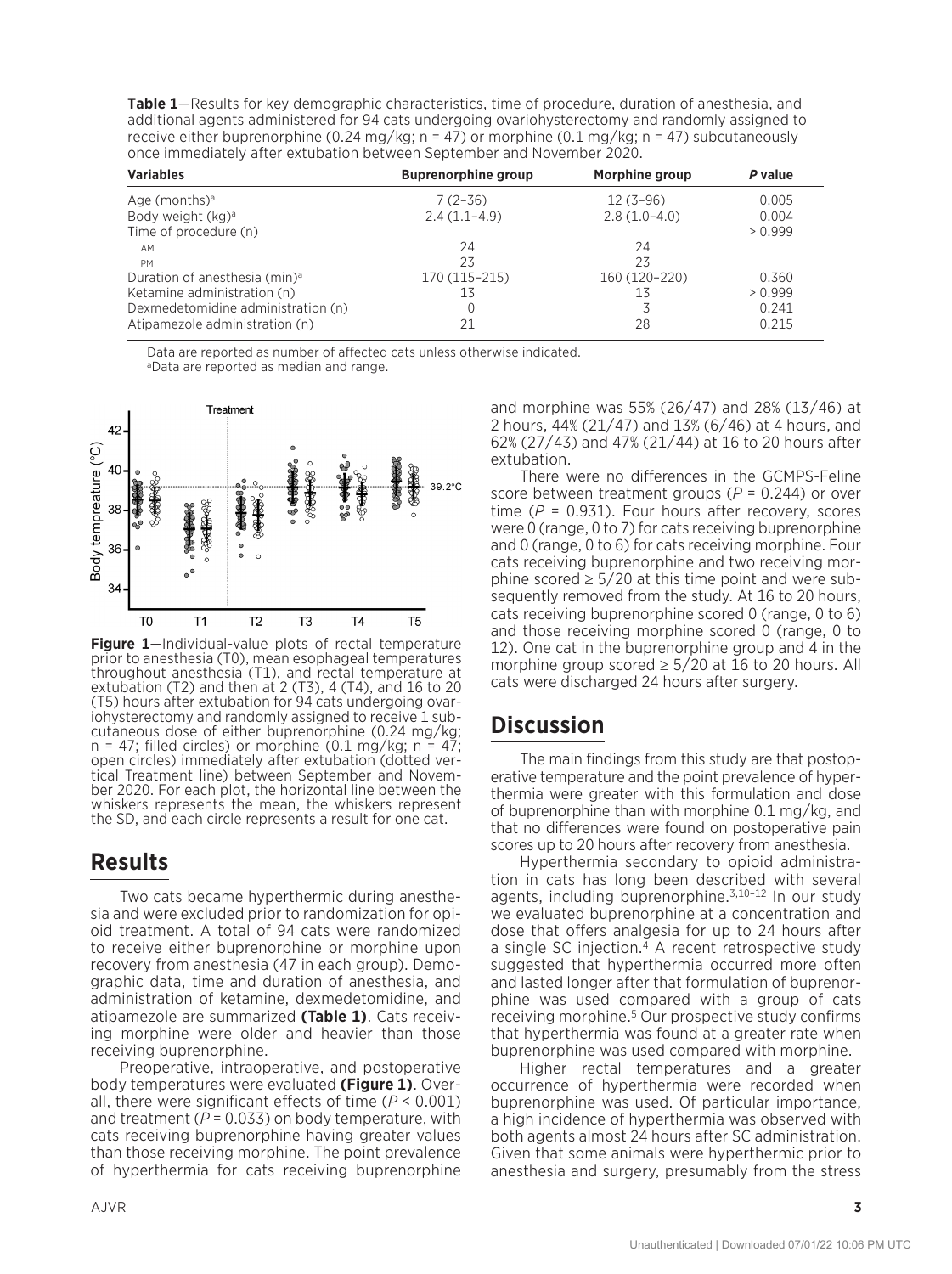**Table 1**—Results for key demographic characteristics, time of procedure, duration of anesthesia, and additional agents administered for 94 cats undergoing ovariohysterectomy and randomly assigned to receive either buprenorphine (0.24 mg/kg; n = 47) or morphine (0.1 mg/kg; n = 47) subcutaneously once immediately after extubation between September and November 2020.

| Variables | Buprenorphine group | Morphine group | *P* value |
|---|---|---|---|
| Age (months)[a] | 7 (2–36) | 12 (3–96) | 0.005 |
| Body weight (kg)[a] | 2.4 (1.1–4.9) | 2.8 (1.0–4.0) | 0.004 |
| Time of procedure (n) | | | > 0.999 |
| AM | 24 | 24 | |
| PM | 23 | 23 | |
| Duration of anesthesia (min)[a] | 170 (115–215) | 160 (120–220) | 0.360 |
| Ketamine administration (n) | 13 | 13 | > 0.999 |
| Dexmedetomidine administration (n) | 0 | 3 | 0.241 |
| Atipamezole administration (n) | 21 | 28 | 0.215 |

Data are reported as number of affected cats unless otherwise indicated.
[a]Data are reported as median and range.

**Figure 1**—Individual-value plots of rectal temperature prior to anesthesia (T0), mean esophageal temperatures throughout anesthesia (T1), and rectal temperature at extubation (T2) and then at 2 (T3), 4 (T4), and 16 to 20 (T5) hours after extubation for 94 cats undergoing ovariohysterectomy and randomly assigned to receive 1 subcutaneous dose of either buprenorphine (0.24 mg/kg; n = 47; filled circles) or morphine (0.1 mg/kg; n = 47; open circles) immediately after extubation (dotted vertical Treatment line) between September and November 2020. For each plot, the horizontal line between the whiskers represents the mean, the whiskers represent the SD, and each circle represents a result for one cat.

## Results

Two cats became hyperthermic during anesthesia and were excluded prior to randomization for opioid treatment. A total of 94 cats were randomized to receive either buprenorphine or morphine upon recovery from anesthesia (47 in each group). Demographic data, time and duration of anesthesia, and administration of ketamine, dexmedetomidine, and atipamezole are summarized **(Table 1)**. Cats receiving morphine were older and heavier than those receiving buprenorphine.

Preoperative, intraoperative, and postoperative body temperatures were evaluated **(Figure 1)**. Overall, there were significant effects of time ($P < 0.001$) and treatment ($P = 0.033$) on body temperature, with cats receiving buprenorphine having greater values than those receiving morphine. The point prevalence of hyperthermia for cats receiving buprenorphine and morphine was 55% (26/47) and 28% (13/46) at 2 hours, 44% (21/47) and 13% (6/46) at 4 hours, and 62% (27/43) and 47% (21/44) at 16 to 20 hours after extubation.

There were no differences in the GCMPS-Feline score between treatment groups ($P = 0.244$) or over time ($P = 0.931$). Four hours after recovery, scores were 0 (range, 0 to 7) for cats receiving buprenorphine and 0 (range, 0 to 6) for cats receiving morphine. Four cats receiving buprenorphine and two receiving morphine scored ≥ 5/20 at this time point and were subsequently removed from the study. At 16 to 20 hours, cats receiving buprenorphine scored 0 (range, 0 to 6) and those receiving morphine scored 0 (range, 0 to 12). One cat in the buprenorphine group and 4 in the morphine group scored ≥ 5/20 at 16 to 20 hours. All cats were discharged 24 hours after surgery.

## Discussion

The main findings from this study are that postoperative temperature and the point prevalence of hyperthermia were greater with this formulation and dose of buprenorphine than with morphine 0.1 mg/kg, and that no differences were found on postoperative pain scores up to 20 hours after recovery from anesthesia.

Hyperthermia secondary to opioid administration in cats has long been described with several agents, including buprenorphine.[3,10–12] In our study we evaluated buprenorphine at a concentration and dose that offers analgesia for up to 24 hours after a single SC injection.[4] A recent retrospective study suggested that hyperthermia occurred more often and lasted longer after that formulation of buprenorphine was used compared with a group of cats receiving morphine.[5] Our prospective study confirms that hyperthermia was found at a greater rate when buprenorphine was used compared with morphine.

Higher rectal temperatures and a greater occurrence of hyperthermia were recorded when buprenorphine was used. Of particular importance, a high incidence of hyperthermia was observed with both agents almost 24 hours after SC administration. Given that some animals were hyperthermic prior to anesthesia and surgery, presumably from the stress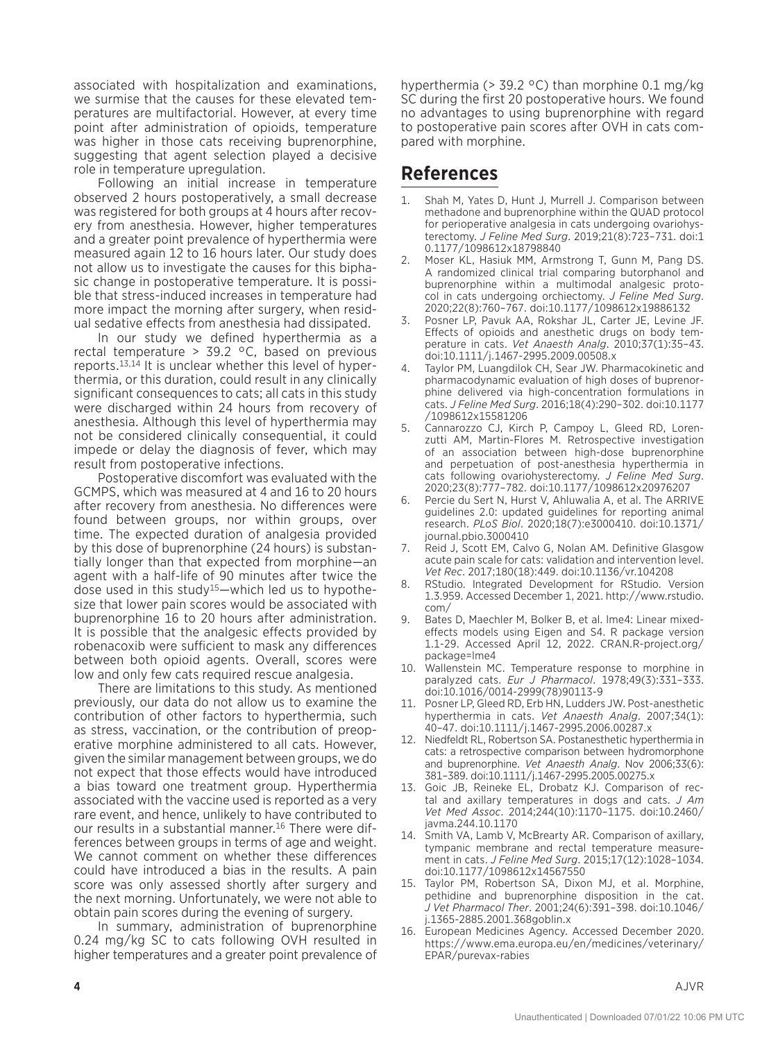associated with hospitalization and examinations, we surmise that the causes for these elevated temperatures are multifactorial. However, at every time point after administration of opioids, temperature was higher in those cats receiving buprenorphine, suggesting that agent selection played a decisive role in temperature upregulation.

Following an initial increase in temperature observed 2 hours postoperatively, a small decrease was registered for both groups at 4 hours after recovery from anesthesia. However, higher temperatures and a greater point prevalence of hyperthermia were measured again 12 to 16 hours later. Our study does not allow us to investigate the causes for this biphasic change in postoperative temperature. It is possible that stress-induced increases in temperature had more impact the morning after surgery, when residual sedative effects from anesthesia had dissipated.

In our study we defined hyperthermia as a rectal temperature > 39.2 °C, based on previous reports.[13,14] It is unclear whether this level of hyperthermia, or this duration, could result in any clinically significant consequences to cats; all cats in this study were discharged within 24 hours from recovery of anesthesia. Although this level of hyperthermia may not be considered clinically consequential, it could impede or delay the diagnosis of fever, which may result from postoperative infections.

Postoperative discomfort was evaluated with the GCMPS, which was measured at 4 and 16 to 20 hours after recovery from anesthesia. No differences were found between groups, nor within groups, over time. The expected duration of analgesia provided by this dose of buprenorphine (24 hours) is substantially longer than that expected from morphine—an agent with a half-life of 90 minutes after twice the dose used in this study[15]—which led us to hypothesize that lower pain scores would be associated with buprenorphine 16 to 20 hours after administration. It is possible that the analgesic effects provided by robenacoxib were sufficient to mask any differences between both opioid agents. Overall, scores were low and only few cats required rescue analgesia.

There are limitations to this study. As mentioned previously, our data do not allow us to examine the contribution of other factors to hyperthermia, such as stress, vaccination, or the contribution of preoperative morphine administered to all cats. However, given the similar management between groups, we do not expect that those effects would have introduced a bias toward one treatment group. Hyperthermia associated with the vaccine used is reported as a very rare event, and hence, unlikely to have contributed to our results in a substantial manner.[16] There were differences between groups in terms of age and weight. We cannot comment on whether these differences could have introduced a bias in the results. A pain score was only assessed shortly after surgery and the next morning. Unfortunately, we were not able to obtain pain scores during the evening of surgery.

In summary, administration of buprenorphine 0.24 mg/kg SC to cats following OVH resulted in higher temperatures and a greater point prevalence of hyperthermia (> 39.2 °C) than morphine 0.1 mg/kg SC during the first 20 postoperative hours. We found no advantages to using buprenorphine with regard to postoperative pain scores after OVH in cats compared with morphine.

## References

1. Shah M, Yates D, Hunt J, Murrell J. Comparison between methadone and buprenorphine within the QUAD protocol for perioperative analgesia in cats undergoing ovariohysterectomy. *J Feline Med Surg*. 2019;21(8):723–731. doi:10.1177/1098612x18798840
2. Moser KL, Hasiuk MM, Armstrong T, Gunn M, Pang DS. A randomized clinical trial comparing butorphanol and buprenorphine within a multimodal analgesic protocol in cats undergoing orchiectomy. *J Feline Med Surg*. 2020;22(8):760–767. doi:10.1177/1098612x19886132
3. Posner LP, Pavuk AA, Rokshar JL, Carter JE, Levine JF. Effects of opioids and anesthetic drugs on body temperature in cats. *Vet Anaesth Analg*. 2010;37(1):35–43. doi:10.1111/j.1467-2995.2009.00508.x
4. Taylor PM, Luangdilok CH, Sear JW. Pharmacokinetic and pharmacodynamic evaluation of high doses of buprenorphine delivered via high-concentration formulations in cats. *J Feline Med Surg*. 2016;18(4):290–302. doi:10.1177/1098612x15581206
5. Cannarozzo CJ, Kirch P, Campoy L, Gleed RD, Lorenzutti AM, Martin-Flores M. Retrospective investigation of an association between high-dose buprenorphine and perpetuation of post-anesthesia hyperthermia in cats following ovariohysterectomy. *J Feline Med Surg*. 2020;23(8):777–782. doi:10.1177/1098612x20976207
6. Percie du Sert N, Hurst V, Ahluwalia A, et al. The ARRIVE guidelines 2.0: updated guidelines for reporting animal research. *PLoS Biol*. 2020;18(7):e3000410. doi:10.1371/journal.pbio.3000410
7. Reid J, Scott EM, Calvo G, Nolan AM. Definitive Glasgow acute pain scale for cats: validation and intervention level. *Vet Rec*. 2017;180(18):449. doi:10.1136/vr.104208
8. RStudio. Integrated Development for RStudio. Version 1.3.959. Accessed December 1, 2021. http://www.rstudio.com/
9. Bates D, Maechler M, Bolker B, et al. lme4: Linear mixed-effects models using Eigen and S4. R package version 1.1-29. Accessed April 12, 2022. CRAN.R-project.org/package=lme4
10. Wallenstein MC. Temperature response to morphine in paralyzed cats. *Eur J Pharmacol*. 1978;49(3):331–333. doi:10.1016/0014-2999(78)90113-9
11. Posner LP, Gleed RD, Erb HN, Ludders JW. Post-anesthetic hyperthermia in cats. *Vet Anaesth Analg*. 2007;34(1):40–47. doi:10.1111/j.1467-2995.2006.00287.x
12. Niedfeldt RL, Robertson SA. Postanesthetic hyperthermia in cats: a retrospective comparison between hydromorphone and buprenorphine. *Vet Anaesth Analg*. Nov 2006;33(6):381–389. doi:10.1111/j.1467-2995.2005.00275.x
13. Goic JB, Reineke EL, Drobatz KJ. Comparison of rectal and axillary temperatures in dogs and cats. *J Am Vet Med Assoc*. 2014;244(10):1170–1175. doi:10.2460/javma.244.10.1170
14. Smith VA, Lamb V, McBrearty AR. Comparison of axillary, tympanic membrane and rectal temperature measurement in cats. *J Feline Med Surg*. 2015;17(12):1028–1034. doi:10.1177/1098612x14567550
15. Taylor PM, Robertson SA, Dixon MJ, et al. Morphine, pethidine and buprenorphine disposition in the cat. *J Vet Pharmacol Ther*. 2001;24(6):391–398. doi:10.1046/j.1365-2885.2001.368goblin.x
16. European Medicines Agency. Accessed December 2020. https://www.ema.europa.eu/en/medicines/veterinary/EPAR/purevax-rabies